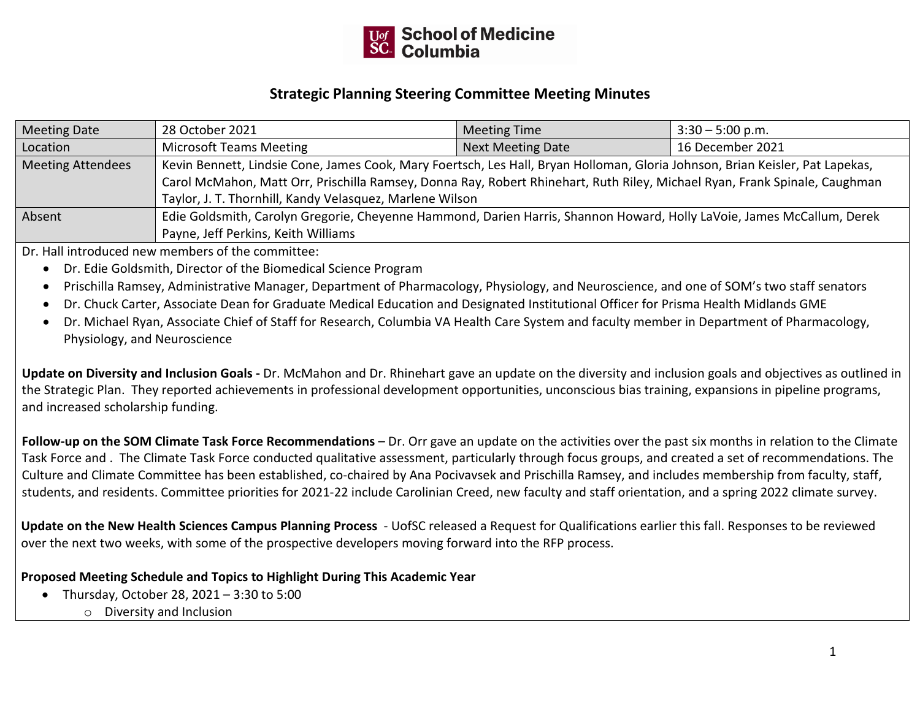School of Medicine Columbia

# Strategic Planning Steering Committee Meeting Minutes

| Meeting Date | 28 October 2021 | Meeting Time | 3:30 – 5:00 p.m. |
|---|---|---|---|
| Location | Microsoft Teams Meeting | Next Meeting Date | 16 December 2021 |
| Meeting Attendees | Kevin Bennett, Lindsie Cone, James Cook, Mary Foertsch, Les Hall, Bryan Holloman, Gloria Johnson, Brian Keisler, Pat Lapekas, Carol McMahon, Matt Orr, Prischilla Ramsey, Donna Ray, Robert Rhinehart, Ruth Riley, Michael Ryan, Frank Spinale, Caughman Taylor, J. T. Thornhill, Kandy Velasquez, Marlene Wilson | | |
| Absent | Edie Goldsmith, Carolyn Gregorie, Cheyenne Hammond, Darien Harris, Shannon Howard, Holly LaVoie, James McCallum, Derek Payne, Jeff Perkins, Keith Williams | | |

Dr. Hall introduced new members of the committee:

- Dr. Edie Goldsmith, Director of the Biomedical Science Program
- Prischilla Ramsey, Administrative Manager, Department of Pharmacology, Physiology, and Neuroscience, and one of SOM's two staff senators
- Dr. Chuck Carter, Associate Dean for Graduate Medical Education and Designated Institutional Officer for Prisma Health Midlands GME
- Dr. Michael Ryan, Associate Chief of Staff for Research, Columbia VA Health Care System and faculty member in Department of Pharmacology, Physiology, and Neuroscience

**Update on Diversity and Inclusion Goals -** Dr. McMahon and Dr. Rhinehart gave an update on the diversity and inclusion goals and objectives as outlined in the Strategic Plan. They reported achievements in professional development opportunities, unconscious bias training, expansions in pipeline programs, and increased scholarship funding.

**Follow-up on the SOM Climate Task Force Recommendations** – Dr. Orr gave an update on the activities over the past six months in relation to the Climate Task Force and . The Climate Task Force conducted qualitative assessment, particularly through focus groups, and created a set of recommendations. The Culture and Climate Committee has been established, co-chaired by Ana Pocivavsek and Prischilla Ramsey, and includes membership from faculty, staff, students, and residents. Committee priorities for 2021-22 include Carolinian Creed, new faculty and staff orientation, and a spring 2022 climate survey.

**Update on the New Health Sciences Campus Planning Process** - UofSC released a Request for Qualifications earlier this fall. Responses to be reviewed over the next two weeks, with some of the prospective developers moving forward into the RFP process.

**Proposed Meeting Schedule and Topics to Highlight During This Academic Year**

- Thursday, October 28, 2021 – 3:30 to 5:00
  - Diversity and Inclusion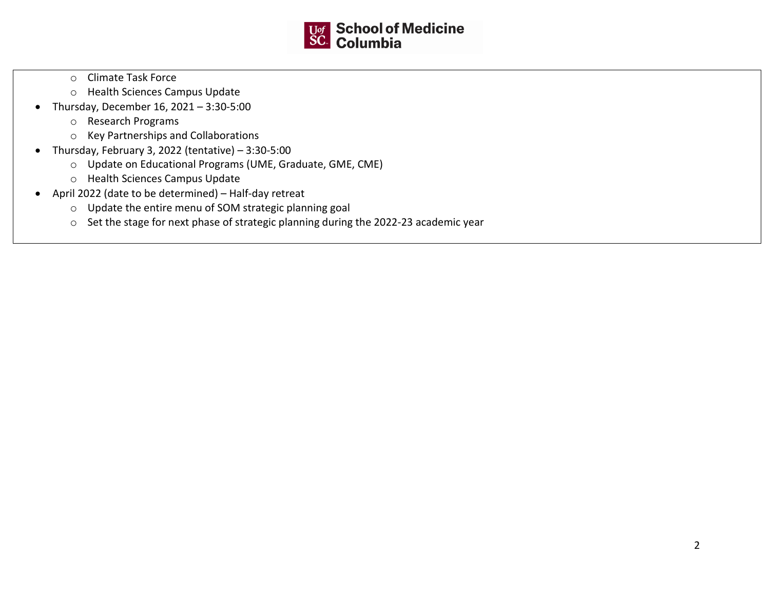- Climate Task Force
    - Health Sciences Campus Update
- Thursday, December 16, 2021 – 3:30-5:00
    - Research Programs
    - Key Partnerships and Collaborations
- Thursday, February 3, 2022 (tentative) – 3:30-5:00
    - Update on Educational Programs (UME, Graduate, GME, CME)
    - Health Sciences Campus Update
- April 2022 (date to be determined) – Half-day retreat
    - Update the entire menu of SOM strategic planning goal
    - Set the stage for next phase of strategic planning during the 2022-23 academic year